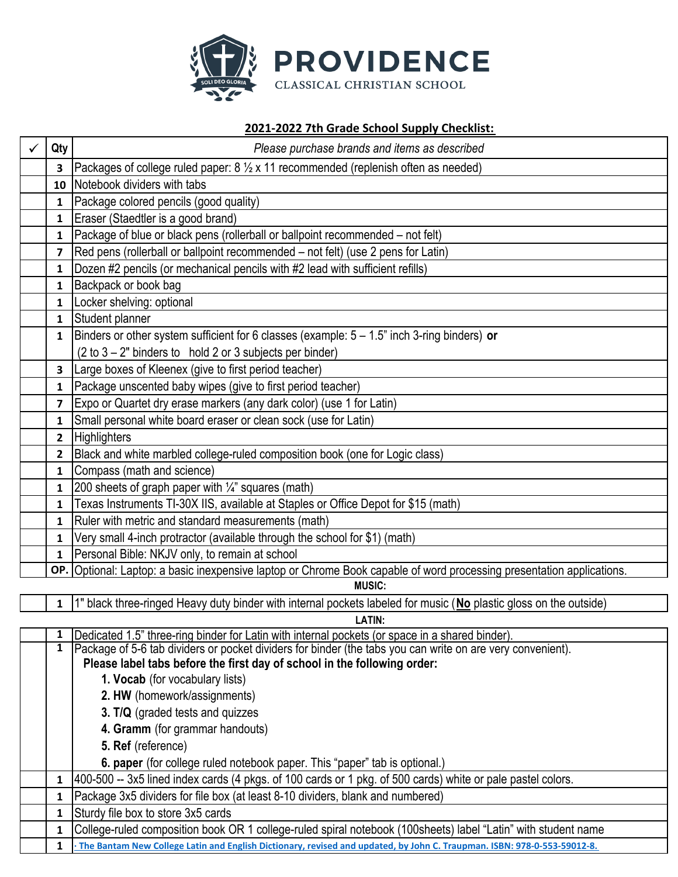# PROVIDENCE
CLASSICAL CHRISTIAN SCHOOL

## 2021-2022 7th Grade School Supply Checklist:

| ✓ | Qty | *Please purchase brands and items as described* |
|---|---|---|
| | **3** | Packages of college ruled paper: 8 ½ x 11 recommended (replenish often as needed) |
| | **10** | Notebook dividers with tabs |
| | **1** | Package colored pencils (good quality) |
| | **1** | Eraser (Staedtler is a good brand) |
| | **1** | Package of blue or black pens (rollerball or ballpoint recommended – not felt) |
| | **7** | Red pens (rollerball or ballpoint recommended – not felt) (use 2 pens for Latin) |
| | **1** | Dozen #2 pencils (or mechanical pencils with #2 lead with sufficient refills) |
| | **1** | Backpack or book bag |
| | **1** | Locker shelving: optional |
| | **1** | Student planner |
| | **1** | Binders or other system sufficient for 6 classes (example: 5 – 1.5" inch 3-ring binders) **or** (2 to 3 – 2" binders to hold 2 or 3 subjects per binder) |
| | **3** | Large boxes of Kleenex (give to first period teacher) |
| | **1** | Package unscented baby wipes (give to first period teacher) |
| | **7** | Expo or Quartet dry erase markers (any dark color) (use 1 for Latin) |
| | **1** | Small personal white board eraser or clean sock (use for Latin) |
| | **2** | Highlighters |
| | **2** | Black and white marbled college-ruled composition book (one for Logic class) |
| | **1** | Compass (math and science) |
| | **1** | 200 sheets of graph paper with ¼" squares (math) |
| | **1** | Texas Instruments TI-30X IIS, available at Staples or Office Depot for $15 (math) |
| | **1** | Ruler with metric and standard measurements (math) |
| | **1** | Very small 4-inch protractor (available through the school for $1) (math) |
| | **1** | Personal Bible: NKJV only, to remain at school |
| | **OP.** | Optional: Laptop: a basic inexpensive laptop or Chrome Book capable of word processing presentation applications. |

**MUSIC:**

| ✓ | Qty | Item |
|---|---|---|
| | **1** | 1" black three-ringed Heavy duty binder with internal pockets labeled for music (**No** plastic gloss on the outside) |

**LATIN:**

| ✓ | Qty | Item |
|---|---|---|
| | **1** | Dedicated 1.5" three-ring binder for Latin with internal pockets (or space in a shared binder). |
| | **1** | Package of 5-6 tab dividers or pocket dividers for binder (the tabs you can write on are very convenient). **Please label tabs before the first day of school in the following order:** **1. Vocab** (for vocabulary lists) **2. HW** (homework/assignments) **3. T/Q** (graded tests and quizzes **4. Gramm** (for grammar handouts) **5. Ref** (reference) **6. paper** (for college ruled notebook paper. This "paper" tab is optional.) |
| | **1** | 400-500 -- 3x5 lined index cards (4 pkgs. of 100 cards or 1 pkg. of 500 cards) white or pale pastel colors. |
| | **1** | Package 3x5 dividers for file box (at least 8-10 dividers, blank and numbered) |
| | **1** | Sturdy file box to store 3x5 cards |
| | **1** | College-ruled composition book OR 1 college-ruled spiral notebook (100sheets) label "Latin" with student name |
| | **1** | · The Bantam New College Latin and English Dictionary, revised and updated, by John C. Traupman. ISBN: 978-0-553-59012-8. |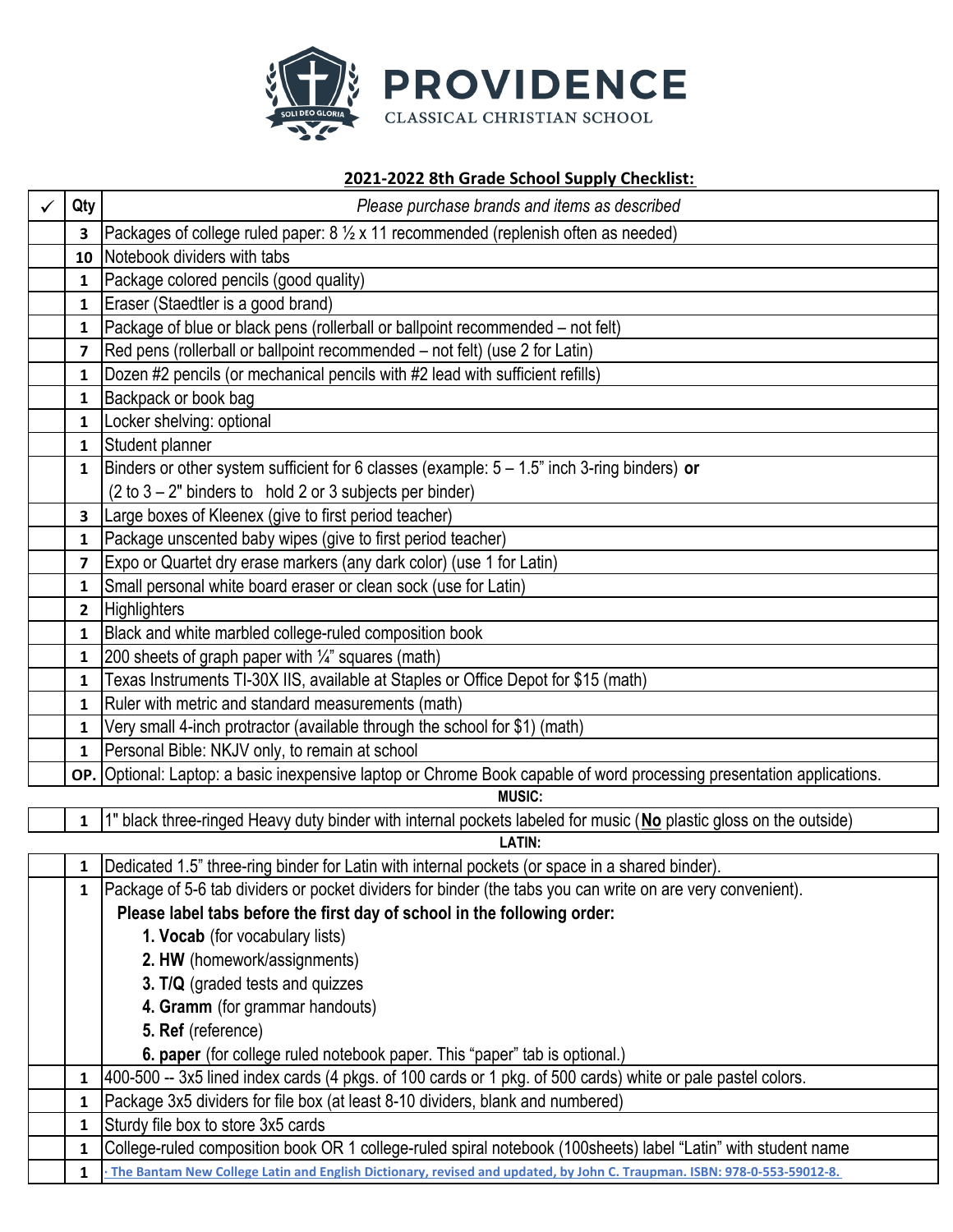**PROVIDENCE**
CLASSICAL CHRISTIAN SCHOOL

## 2021-2022 8th Grade School Supply Checklist:

| ✓ | Qty | *Please purchase brands and items as described* |
|---|---|---|
| | 3 | Packages of college ruled paper: 8 ½ x 11 recommended (replenish often as needed) |
| | 10 | Notebook dividers with tabs |
| | 1 | Package colored pencils (good quality) |
| | 1 | Eraser (Staedtler is a good brand) |
| | 1 | Package of blue or black pens (rollerball or ballpoint recommended – not felt) |
| | 7 | Red pens (rollerball or ballpoint recommended – not felt) (use 2 for Latin) |
| | 1 | Dozen #2 pencils (or mechanical pencils with #2 lead with sufficient refills) |
| | 1 | Backpack or book bag |
| | 1 | Locker shelving: optional |
| | 1 | Student planner |
| | 1 | Binders or other system sufficient for 6 classes (example: 5 – 1.5" inch 3-ring binders) **or** (2 to 3 – 2" binders to hold 2 or 3 subjects per binder) |
| | 3 | Large boxes of Kleenex (give to first period teacher) |
| | 1 | Package unscented baby wipes (give to first period teacher) |
| | 7 | Expo or Quartet dry erase markers (any dark color) (use 1 for Latin) |
| | 1 | Small personal white board eraser or clean sock (use for Latin) |
| | 2 | Highlighters |
| | 1 | Black and white marbled college-ruled composition book |
| | 1 | 200 sheets of graph paper with ¼" squares (math) |
| | 1 | Texas Instruments TI-30X IIS, available at Staples or Office Depot for $15 (math) |
| | 1 | Ruler with metric and standard measurements (math) |
| | 1 | Very small 4-inch protractor (available through the school for $1) (math) |
| | 1 | Personal Bible: NKJV only, to remain at school |
| | OP. | Optional: Laptop: a basic inexpensive laptop or Chrome Book capable of word processing presentation applications. |
| | | **MUSIC:** |
| | 1 | 1" black three-ringed Heavy duty binder with internal pockets labeled for music (**No** plastic gloss on the outside) |
| | | **LATIN:** |
| | 1 | Dedicated 1.5" three-ring binder for Latin with internal pockets (or space in a shared binder). |
| | 1 | Package of 5-6 tab dividers or pocket dividers for binder (the tabs you can write on are very convenient). **Please label tabs before the first day of school in the following order:** **1. Vocab** (for vocabulary lists) **2. HW** (homework/assignments) **3. T/Q** (graded tests and quizzes **4. Gramm** (for grammar handouts) **5. Ref** (reference) **6. paper** (for college ruled notebook paper. This "paper" tab is optional.) |
| | 1 | 400-500 -- 3x5 lined index cards (4 pkgs. of 100 cards or 1 pkg. of 500 cards) white or pale pastel colors. |
| | 1 | Package 3x5 dividers for file box (at least 8-10 dividers, blank and numbered) |
| | 1 | Sturdy file box to store 3x5 cards |
| | 1 | College-ruled composition book OR 1 college-ruled spiral notebook (100sheets) label "Latin" with student name |
| | 1 | · The Bantam New College Latin and English Dictionary, revised and updated, by John C. Traupman. ISBN: 978-0-553-59012-8. |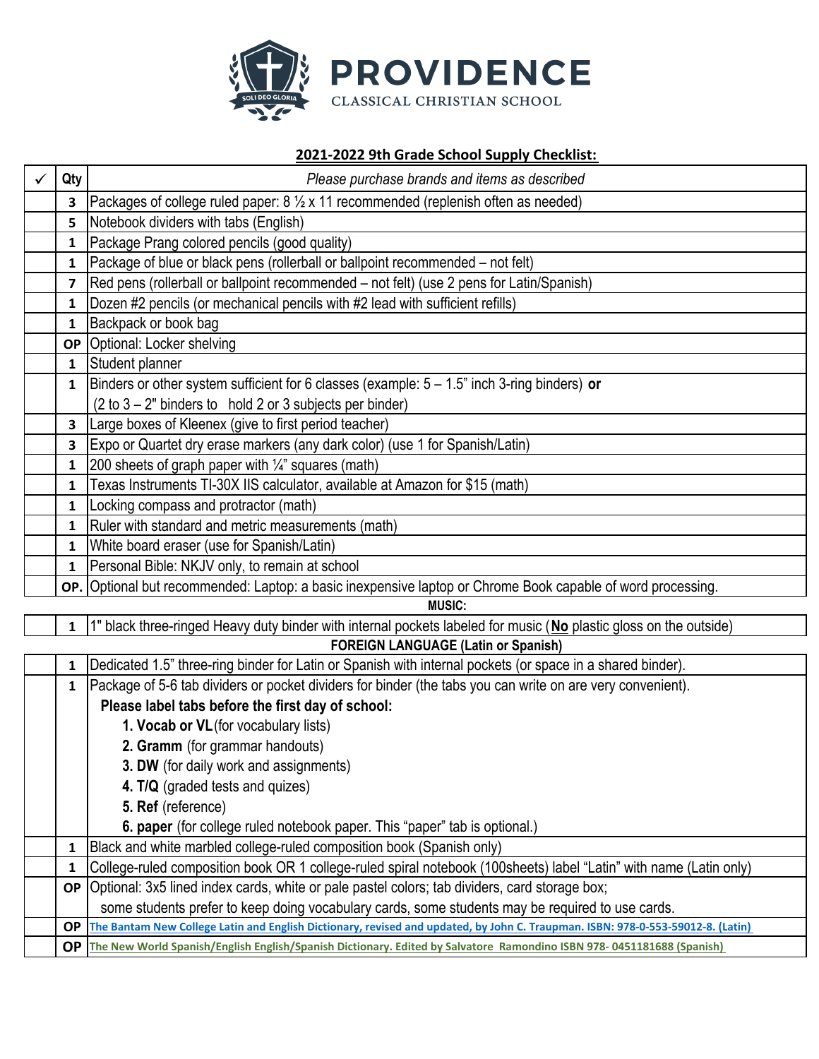# PROVIDENCE

CLASSICAL CHRISTIAN SCHOOL

## 2021-2022 9th Grade School Supply Checklist:

| ✓ | Qty | *Please purchase brands and items as described* |
|---|---|---|
| | **3** | Packages of college ruled paper: 8 ½ x 11 recommended (replenish often as needed) |
| | **5** | Notebook dividers with tabs (English) |
| | **1** | Package Prang colored pencils (good quality) |
| | **1** | Package of blue or black pens (rollerball or ballpoint recommended – not felt) |
| | **7** | Red pens (rollerball or ballpoint recommended – not felt) (use 2 pens for Latin/Spanish) |
| | **1** | Dozen #2 pencils (or mechanical pencils with #2 lead with sufficient refills) |
| | **1** | Backpack or book bag |
| | **OP** | Optional: Locker shelving |
| | **1** | Student planner |
| | **1** | Binders or other system sufficient for 6 classes (example: 5 – 1.5" inch 3-ring binders) **or** (2 to 3 – 2" binders to hold 2 or 3 subjects per binder) |
| | **3** | Large boxes of Kleenex (give to first period teacher) |
| | **3** | Expo or Quartet dry erase markers (any dark color) (use 1 for Spanish/Latin) |
| | **1** | 200 sheets of graph paper with ¼" squares (math) |
| | **1** | Texas Instruments TI-30X IIS calculator, available at Amazon for $15 (math) |
| | **1** | Locking compass and protractor (math) |
| | **1** | Ruler with standard and metric measurements (math) |
| | **1** | White board eraser (use for Spanish/Latin) |
| | **1** | Personal Bible: NKJV only, to remain at school |
| | **OP.** | Optional but recommended: Laptop: a basic inexpensive laptop or Chrome Book capable of word processing. |
| | | **MUSIC:** |
| | **1** | 1" black three-ringed Heavy duty binder with internal pockets labeled for music (**No** plastic gloss on the outside) |
| | | **FOREIGN LANGUAGE (Latin or Spanish)** |
| | **1** | Dedicated 1.5" three-ring binder for Latin or Spanish with internal pockets (or space in a shared binder). |
| | **1** | Package of 5-6 tab dividers or pocket dividers for binder (the tabs you can write on are very convenient). **Please label tabs before the first day of school:** 1. **Vocab or VL** (for vocabulary lists) 2. **Gramm** (for grammar handouts) 3. **DW** (for daily work and assignments) 4. **T/Q** (graded tests and quizes) 5. **Ref** (reference) 6. **paper** (for college ruled notebook paper. This "paper" tab is optional.) |
| | **1** | Black and white marbled college-ruled composition book (Spanish only) |
| | **1** | College-ruled composition book OR 1 college-ruled spiral notebook (100sheets) label "Latin" with name (Latin only) |
| | **OP** | Optional: 3x5 lined index cards, white or pale pastel colors; tab dividers, card storage box; some students prefer to keep doing vocabulary cards, some students may be required to use cards. |
| | **OP** | **The Bantam New College Latin and English Dictionary, revised and updated, by John C. Traupman. ISBN: 978-0-553-59012-8. (Latin)** |
| | **OP** | **The New World Spanish/English English/Spanish Dictionary. Edited by Salvatore Ramondino ISBN 978- 0451181688 (Spanish)** |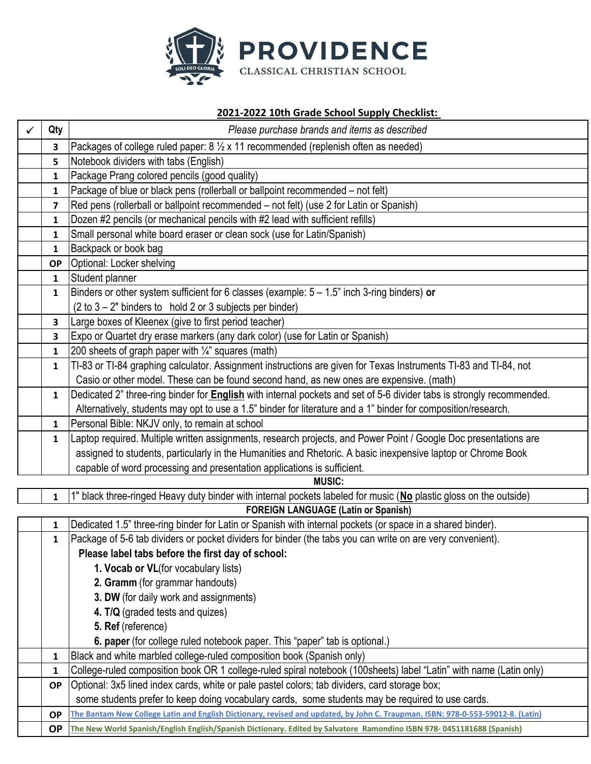# PROVIDENCE

CLASSICAL CHRISTIAN SCHOOL

**2021-2022 10th Grade School Supply Checklist:**

| ✓ | Qty | *Please purchase brands and items as described* |
|---|---|---|
| | **3** | Packages of college ruled paper: 8 ½ x 11 recommended (replenish often as needed) |
| | **5** | Notebook dividers with tabs (English) |
| | **1** | Package Prang colored pencils (good quality) |
| | **1** | Package of blue or black pens (rollerball or ballpoint recommended – not felt) |
| | **7** | Red pens (rollerball or ballpoint recommended – not felt) (use 2 for Latin or Spanish) |
| | **1** | Dozen #2 pencils (or mechanical pencils with #2 lead with sufficient refills) |
| | **1** | Small personal white board eraser or clean sock (use for Latin/Spanish) |
| | **1** | Backpack or book bag |
| | **OP** | Optional: Locker shelving |
| | **1** | Student planner |
| | **1** | Binders or other system sufficient for 6 classes (example: 5 – 1.5" inch 3-ring binders) **or** (2 to 3 – 2" binders to hold 2 or 3 subjects per binder) |
| | **3** | Large boxes of Kleenex (give to first period teacher) |
| | **3** | Expo or Quartet dry erase markers (any dark color) (use for Latin or Spanish) |
| | **1** | 200 sheets of graph paper with ¼" squares (math) |
| | **1** | TI-83 or TI-84 graphing calculator. Assignment instructions are given for Texas Instruments TI-83 and TI-84, not Casio or other model. These can be found second hand, as new ones are expensive. (math) |
| | **1** | Dedicated 2" three-ring binder for **English** with internal pockets and set of 5-6 divider tabs is strongly recommended. Alternatively, students may opt to use a 1.5" binder for literature and a 1" binder for composition/research. |
| | **1** | Personal Bible: NKJV only, to remain at school |
| | **1** | Laptop required. Multiple written assignments, research projects, and Power Point / Google Doc presentations are assigned to students, particularly in the Humanities and Rhetoric. A basic inexpensive laptop or Chrome Book capable of word processing and presentation applications is sufficient. |
| | | **MUSIC:** |
| | **1** | 1" black three-ringed Heavy duty binder with internal pockets labeled for music (**No** plastic gloss on the outside) |
| | | **FOREIGN LANGUAGE (Latin or Spanish)** |
| | **1** | Dedicated 1.5" three-ring binder for Latin or Spanish with internal pockets (or space in a shared binder). |
| | **1** | Package of 5-6 tab dividers or pocket dividers for binder (the tabs you can write on are very convenient). **Please label tabs before the first day of school:** 1. **Vocab or VL**(for vocabulary lists) 2. **Gramm** (for grammar handouts) 3. **DW** (for daily work and assignments) 4. **T/Q** (graded tests and quizes) 5. **Ref** (reference) 6. **paper** (for college ruled notebook paper. This "paper" tab is optional.) |
| | **1** | Black and white marbled college-ruled composition book (Spanish only) |
| | **1** | College-ruled composition book OR 1 college-ruled spiral notebook (100sheets) label "Latin" with name (Latin only) |
| | **OP** | Optional: 3x5 lined index cards, white or pale pastel colors; tab dividers, card storage box; some students prefer to keep doing vocabulary cards, some students may be required to use cards. |
| | **OP** | **The Bantam New College Latin and English Dictionary, revised and updated, by John C. Traupman. ISBN: 978-0-553-59012-8. (Latin)** |
| | **OP** | **The New World Spanish/English English/Spanish Dictionary. Edited by Salvatore Ramondino ISBN 978- 0451181688 (Spanish)** |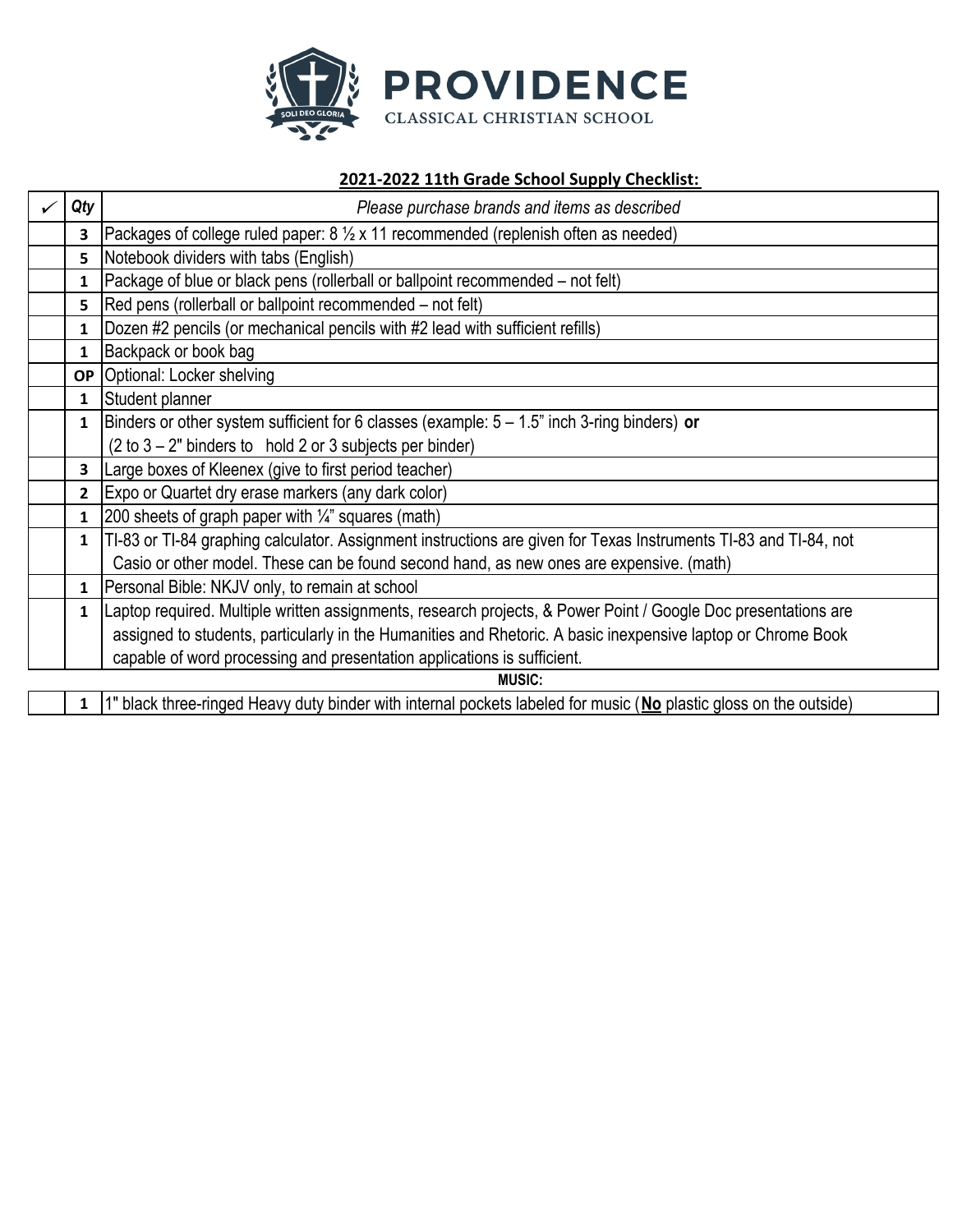PROVIDENCE
CLASSICAL CHRISTIAN SCHOOL

## 2021-2022 11th Grade School Supply Checklist:

| ✓ | *Qty* | *Please purchase brands and items as described* |
|---|---|---|
| | **3** | Packages of college ruled paper: 8 ½ x 11 recommended (replenish often as needed) |
| | **5** | Notebook dividers with tabs (English) |
| | **1** | Package of blue or black pens (rollerball or ballpoint recommended – not felt) |
| | **5** | Red pens (rollerball or ballpoint recommended – not felt) |
| | **1** | Dozen #2 pencils (or mechanical pencils with #2 lead with sufficient refills) |
| | **1** | Backpack or book bag |
| | **OP** | Optional: Locker shelving |
| | **1** | Student planner |
| | **1** | Binders or other system sufficient for 6 classes (example: 5 – 1.5" inch 3-ring binders) **or** (2 to 3 – 2" binders to hold 2 or 3 subjects per binder) |
| | **3** | Large boxes of Kleenex (give to first period teacher) |
| | **2** | Expo or Quartet dry erase markers (any dark color) |
| | **1** | 200 sheets of graph paper with ¼" squares (math) |
| | **1** | TI-83 or TI-84 graphing calculator. Assignment instructions are given for Texas Instruments TI-83 and TI-84, not Casio or other model. These can be found second hand, as new ones are expensive. (math) |
| | **1** | Personal Bible: NKJV only, to remain at school |
| | **1** | Laptop required. Multiple written assignments, research projects, & Power Point / Google Doc presentations are assigned to students, particularly in the Humanities and Rhetoric. A basic inexpensive laptop or Chrome Book capable of word processing and presentation applications is sufficient. |
| | | **MUSIC:** |
| | **1** | 1" black three-ringed Heavy duty binder with internal pockets labeled for music (**<u>No</u>** plastic gloss on the outside) |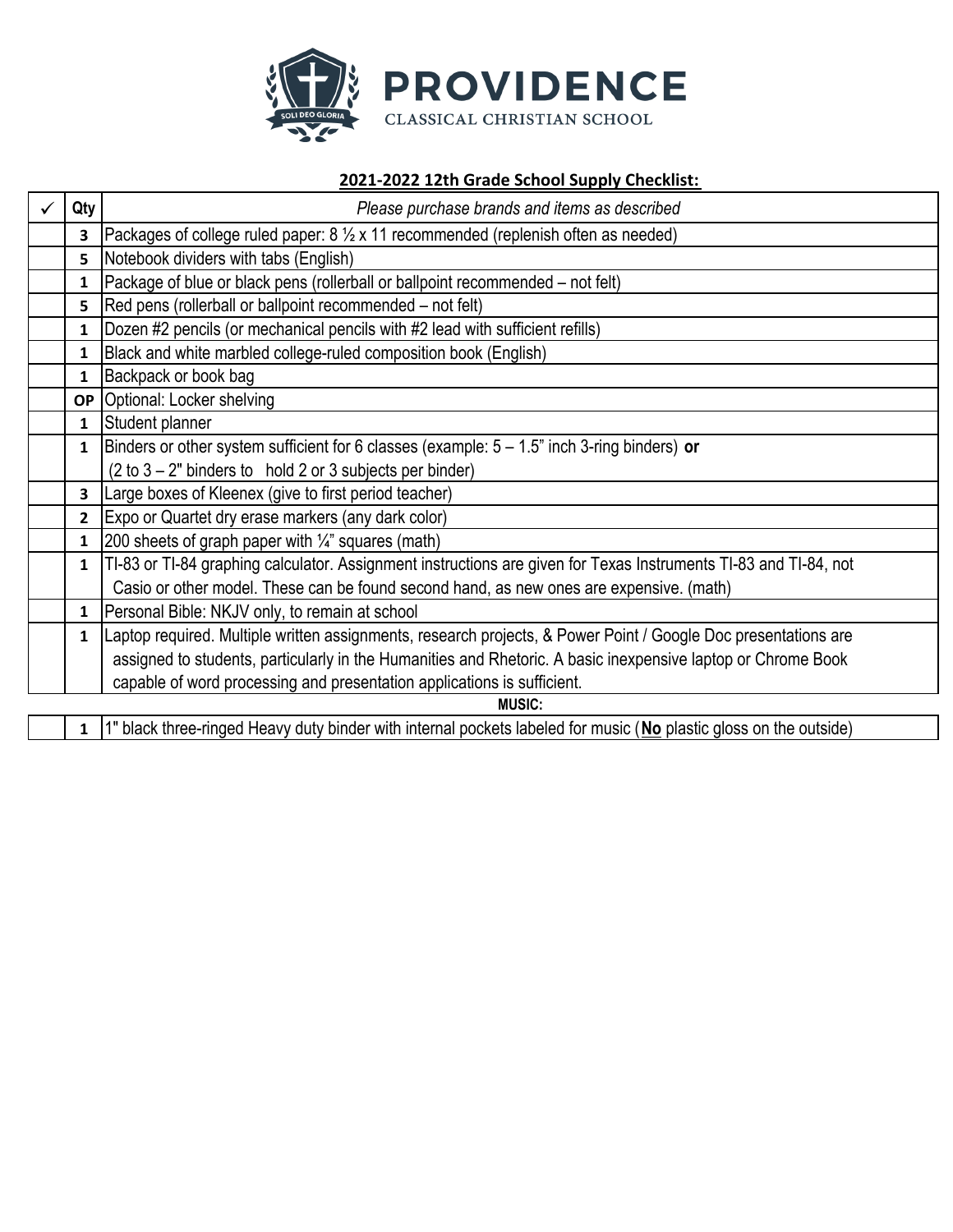**PROVIDENCE**

CLASSICAL CHRISTIAN SCHOOL

SOLI DEO GLORIA

## 2021-2022 12th Grade School Supply Checklist:

| ✓ | Qty | *Please purchase brands and items as described* |
|---|---|---|
| | **3** | Packages of college ruled paper: 8 ½ x 11 recommended (replenish often as needed) |
| | **5** | Notebook dividers with tabs (English) |
| | **1** | Package of blue or black pens (rollerball or ballpoint recommended – not felt) |
| | **5** | Red pens (rollerball or ballpoint recommended – not felt) |
| | **1** | Dozen #2 pencils (or mechanical pencils with #2 lead with sufficient refills) |
| | **1** | Black and white marbled college-ruled composition book (English) |
| | **1** | Backpack or book bag |
| | **OP** | Optional: Locker shelving |
| | **1** | Student planner |
| | **1** | Binders or other system sufficient for 6 classes (example: 5 – 1.5" inch 3-ring binders) **or** (2 to 3 – 2" binders to hold 2 or 3 subjects per binder) |
| | **3** | Large boxes of Kleenex (give to first period teacher) |
| | **2** | Expo or Quartet dry erase markers (any dark color) |
| | **1** | 200 sheets of graph paper with ¼" squares (math) |
| | **1** | TI-83 or TI-84 graphing calculator. Assignment instructions are given for Texas Instruments TI-83 and TI-84, not Casio or other model. These can be found second hand, as new ones are expensive. (math) |
| | **1** | Personal Bible: NKJV only, to remain at school |
| | **1** | Laptop required. Multiple written assignments, research projects, & Power Point / Google Doc presentations are assigned to students, particularly in the Humanities and Rhetoric. A basic inexpensive laptop or Chrome Book capable of word processing and presentation applications is sufficient. |
| | | **MUSIC:** |
| | **1** | 1" black three-ringed Heavy duty binder with internal pockets labeled for music (**No** plastic gloss on the outside) |